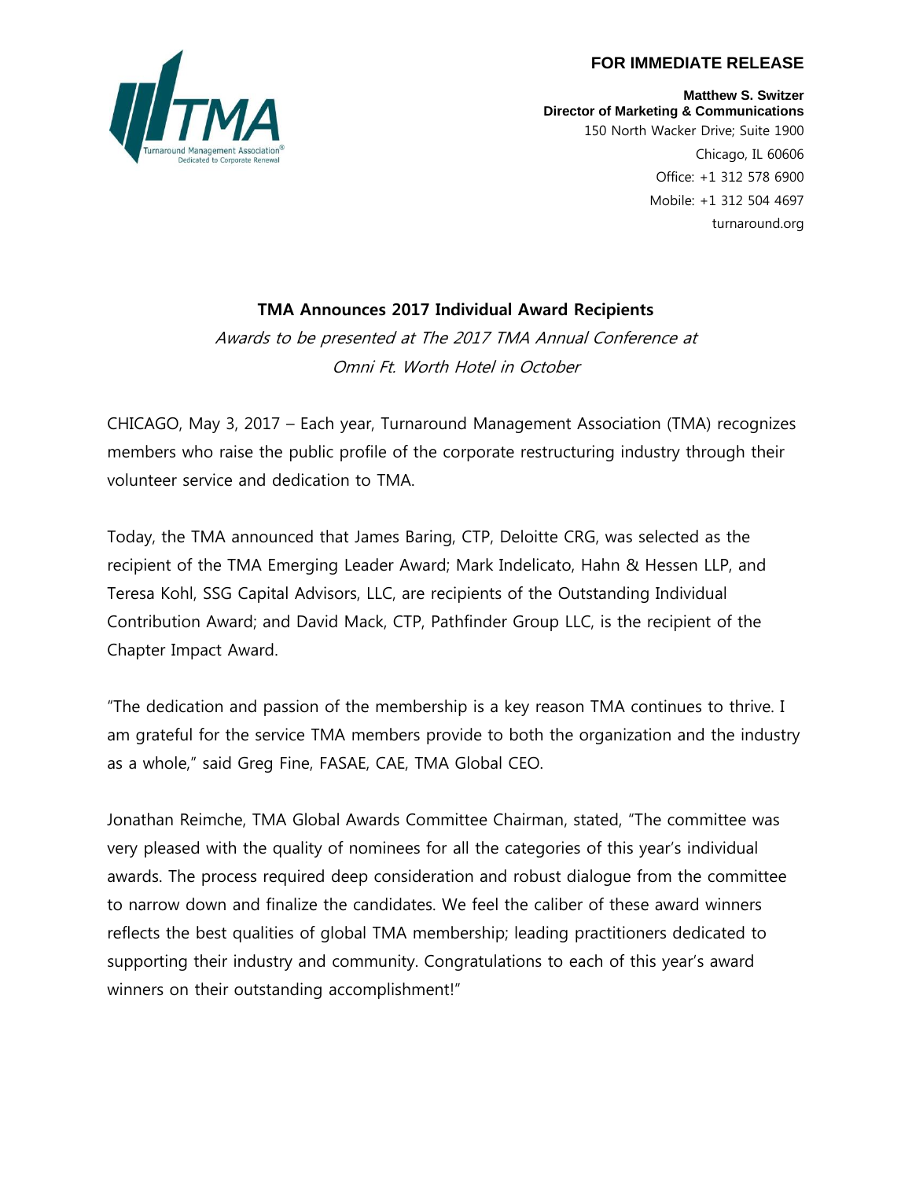**FOR IMMEDIATE RELEASE**

**Matthew S. Switzer**
**Director of Marketing & Communications**
150 North Wacker Drive; Suite 1900
Chicago, IL 60606
Office: +1 312 578 6900
Mobile: +1 312 504 4697
turnaround.org

# TMA Announces 2017 Individual Award Recipients

*Awards to be presented at The 2017 TMA Annual Conference at Omni Ft. Worth Hotel in October*

CHICAGO, May 3, 2017 – Each year, Turnaround Management Association (TMA) recognizes members who raise the public profile of the corporate restructuring industry through their volunteer service and dedication to TMA.

Today, the TMA announced that James Baring, CTP, Deloitte CRG, was selected as the recipient of the TMA Emerging Leader Award; Mark Indelicato, Hahn & Hessen LLP, and Teresa Kohl, SSG Capital Advisors, LLC, are recipients of the Outstanding Individual Contribution Award; and David Mack, CTP, Pathfinder Group LLC, is the recipient of the Chapter Impact Award.

"The dedication and passion of the membership is a key reason TMA continues to thrive. I am grateful for the service TMA members provide to both the organization and the industry as a whole," said Greg Fine, FASAE, CAE, TMA Global CEO.

Jonathan Reimche, TMA Global Awards Committee Chairman, stated, "The committee was very pleased with the quality of nominees for all the categories of this year's individual awards. The process required deep consideration and robust dialogue from the committee to narrow down and finalize the candidates. We feel the caliber of these award winners reflects the best qualities of global TMA membership; leading practitioners dedicated to supporting their industry and community. Congratulations to each of this year's award winners on their outstanding accomplishment!"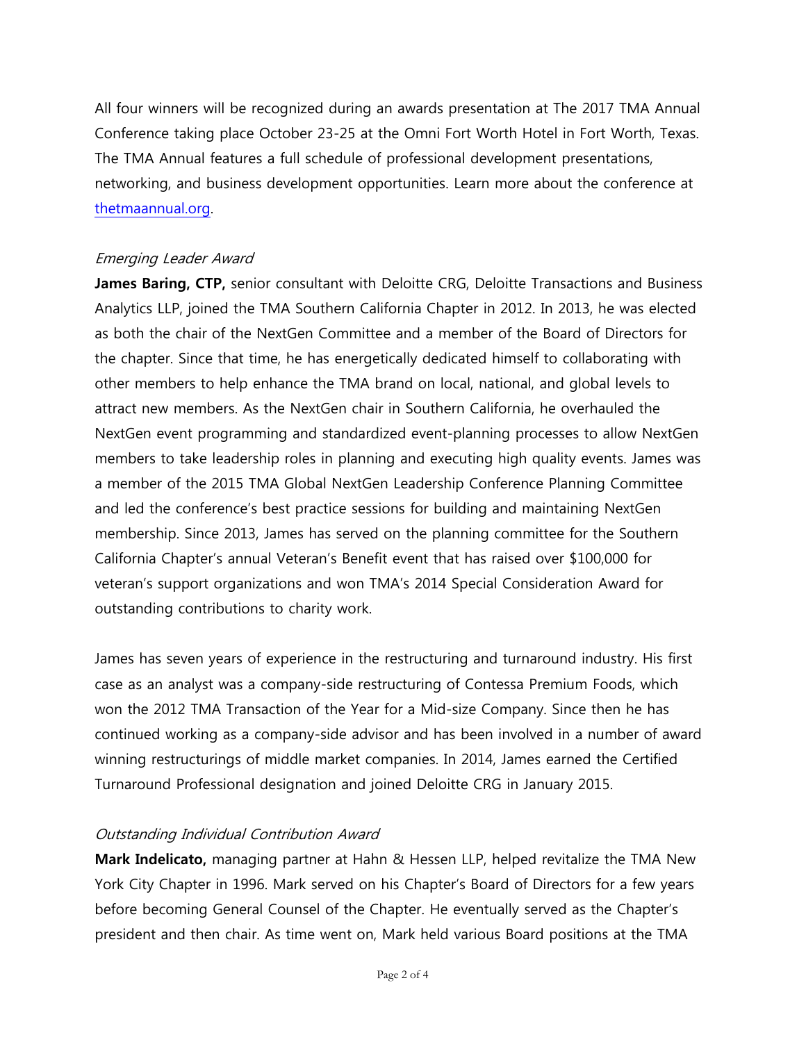All four winners will be recognized during an awards presentation at The 2017 TMA Annual Conference taking place October 23-25 at the Omni Fort Worth Hotel in Fort Worth, Texas. The TMA Annual features a full schedule of professional development presentations, networking, and business development opportunities. Learn more about the conference at [thetmaannual.org](thetmaannual.org).

*Emerging Leader Award*

**James Baring, CTP,** senior consultant with Deloitte CRG, Deloitte Transactions and Business Analytics LLP, joined the TMA Southern California Chapter in 2012. In 2013, he was elected as both the chair of the NextGen Committee and a member of the Board of Directors for the chapter. Since that time, he has energetically dedicated himself to collaborating with other members to help enhance the TMA brand on local, national, and global levels to attract new members. As the NextGen chair in Southern California, he overhauled the NextGen event programming and standardized event-planning processes to allow NextGen members to take leadership roles in planning and executing high quality events. James was a member of the 2015 TMA Global NextGen Leadership Conference Planning Committee and led the conference's best practice sessions for building and maintaining NextGen membership. Since 2013, James has served on the planning committee for the Southern California Chapter's annual Veteran's Benefit event that has raised over $100,000 for veteran's support organizations and won TMA's 2014 Special Consideration Award for outstanding contributions to charity work.

James has seven years of experience in the restructuring and turnaround industry. His first case as an analyst was a company-side restructuring of Contessa Premium Foods, which won the 2012 TMA Transaction of the Year for a Mid-size Company. Since then he has continued working as a company-side advisor and has been involved in a number of award winning restructurings of middle market companies. In 2014, James earned the Certified Turnaround Professional designation and joined Deloitte CRG in January 2015.

*Outstanding Individual Contribution Award*

**Mark Indelicato,** managing partner at Hahn & Hessen LLP, helped revitalize the TMA New York City Chapter in 1996. Mark served on his Chapter's Board of Directors for a few years before becoming General Counsel of the Chapter. He eventually served as the Chapter's president and then chair. As time went on, Mark held various Board positions at the TMA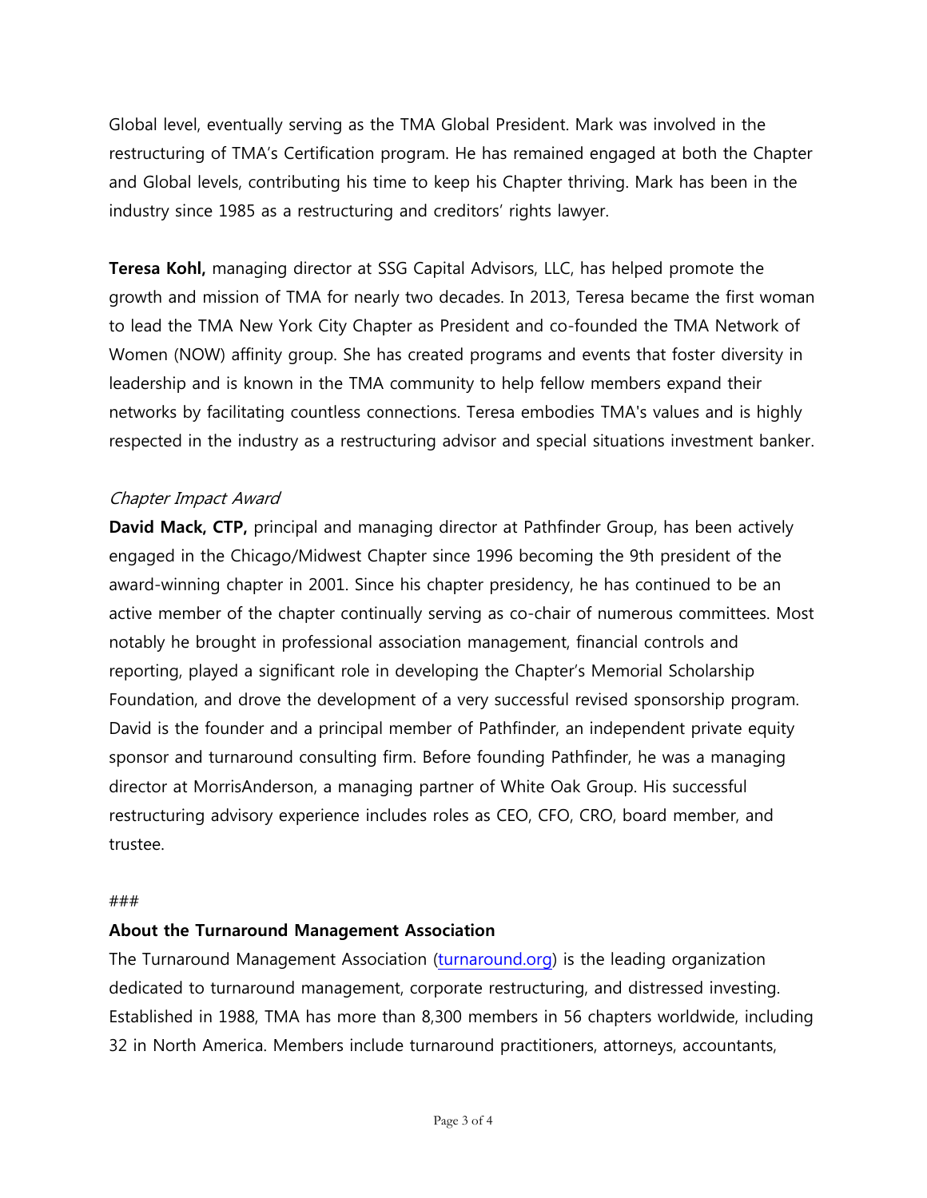Global level, eventually serving as the TMA Global President. Mark was involved in the restructuring of TMA's Certification program. He has remained engaged at both the Chapter and Global levels, contributing his time to keep his Chapter thriving. Mark has been in the industry since 1985 as a restructuring and creditors' rights lawyer.

**Teresa Kohl,** managing director at SSG Capital Advisors, LLC, has helped promote the growth and mission of TMA for nearly two decades. In 2013, Teresa became the first woman to lead the TMA New York City Chapter as President and co-founded the TMA Network of Women (NOW) affinity group. She has created programs and events that foster diversity in leadership and is known in the TMA community to help fellow members expand their networks by facilitating countless connections. Teresa embodies TMA's values and is highly respected in the industry as a restructuring advisor and special situations investment banker.

*Chapter Impact Award*

**David Mack, CTP,** principal and managing director at Pathfinder Group, has been actively engaged in the Chicago/Midwest Chapter since 1996 becoming the 9th president of the award-winning chapter in 2001. Since his chapter presidency, he has continued to be an active member of the chapter continually serving as co-chair of numerous committees. Most notably he brought in professional association management, financial controls and reporting, played a significant role in developing the Chapter's Memorial Scholarship Foundation, and drove the development of a very successful revised sponsorship program. David is the founder and a principal member of Pathfinder, an independent private equity sponsor and turnaround consulting firm. Before founding Pathfinder, he was a managing director at MorrisAnderson, a managing partner of White Oak Group. His successful restructuring advisory experience includes roles as CEO, CFO, CRO, board member, and trustee.

###

**About the Turnaround Management Association**

The Turnaround Management Association (turnaround.org) is the leading organization dedicated to turnaround management, corporate restructuring, and distressed investing. Established in 1988, TMA has more than 8,300 members in 56 chapters worldwide, including 32 in North America. Members include turnaround practitioners, attorneys, accountants,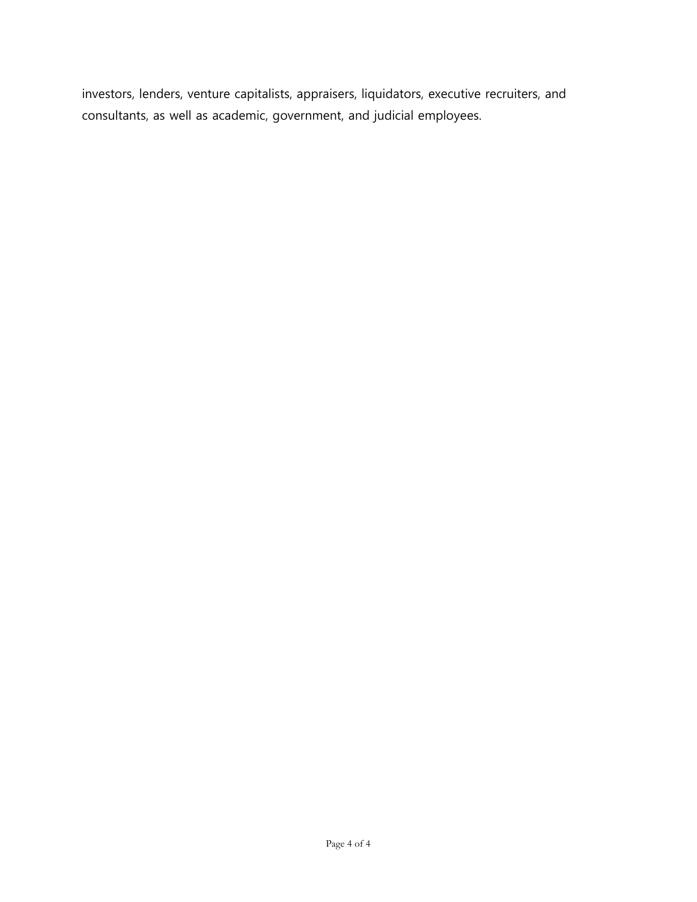investors, lenders, venture capitalists, appraisers, liquidators, executive recruiters, and consultants, as well as academic, government, and judicial employees.